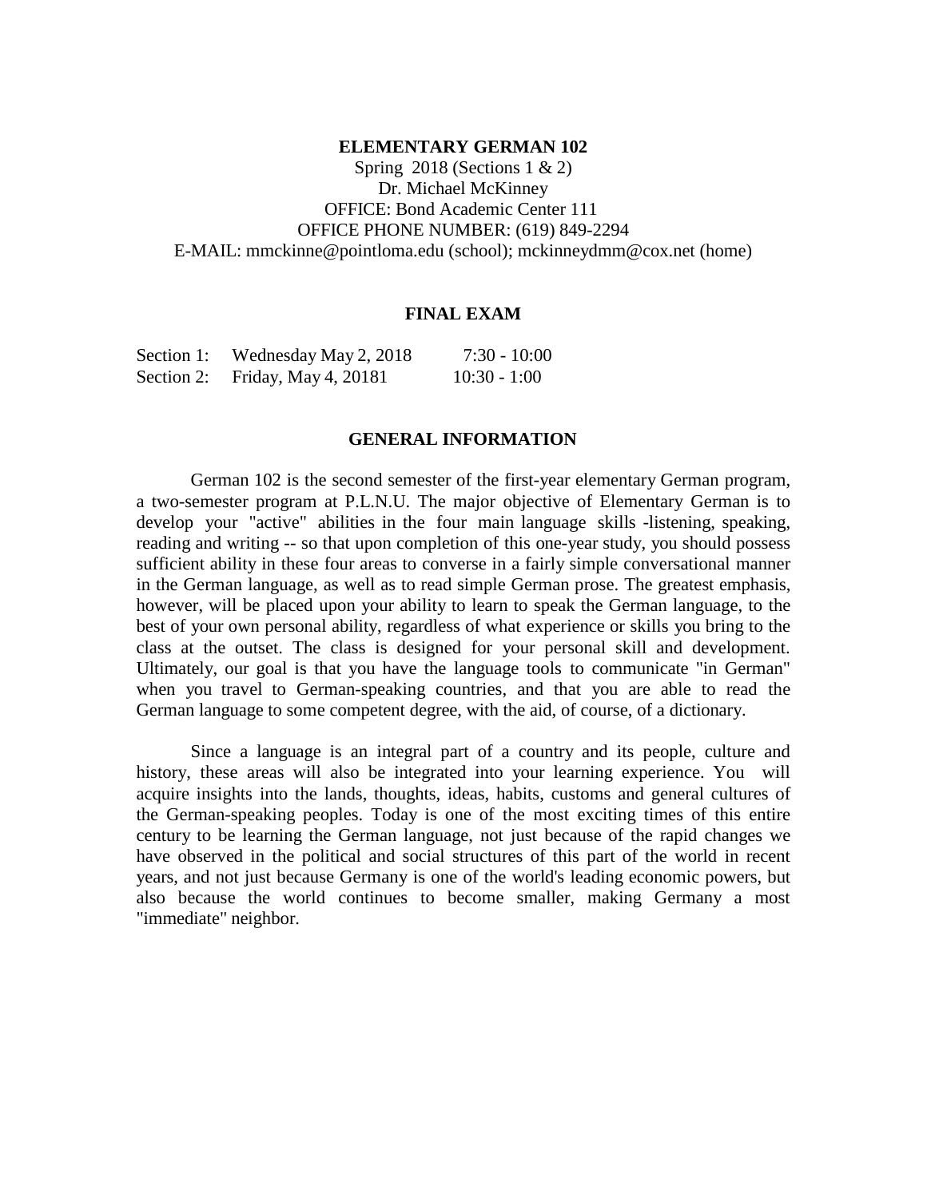**ELEMENTARY GERMAN 102**

Spring 2018 (Sections 1 & 2)
Dr. Michael McKinney
OFFICE: Bond Academic Center 111
OFFICE PHONE NUMBER: (619) 849-2294
E-MAIL: mmckinne@pointloma.edu (school); mckinneydmm@cox.net (home)

## FINAL EXAM

| | | |
|---|---|---|
| Section 1: | Wednesday May 2, 2018 | 7:30 - 10:00 |
| Section 2: | Friday, May 4, 20181 | 10:30 - 1:00 |

## GENERAL INFORMATION

German 102 is the second semester of the first-year elementary German program, a two-semester program at P.L.N.U. The major objective of Elementary German is to develop your "active" abilities in the four main language skills -listening, speaking, reading and writing -- so that upon completion of this one-year study, you should possess sufficient ability in these four areas to converse in a fairly simple conversational manner in the German language, as well as to read simple German prose. The greatest emphasis, however, will be placed upon your ability to learn to speak the German language, to the best of your own personal ability, regardless of what experience or skills you bring to the class at the outset. The class is designed for your personal skill and development. Ultimately, our goal is that you have the language tools to communicate "in German" when you travel to German-speaking countries, and that you are able to read the German language to some competent degree, with the aid, of course, of a dictionary.

Since a language is an integral part of a country and its people, culture and history, these areas will also be integrated into your learning experience. You will acquire insights into the lands, thoughts, ideas, habits, customs and general cultures of the German-speaking peoples. Today is one of the most exciting times of this entire century to be learning the German language, not just because of the rapid changes we have observed in the political and social structures of this part of the world in recent years, and not just because Germany is one of the world's leading economic powers, but also because the world continues to become smaller, making Germany a most "immediate" neighbor.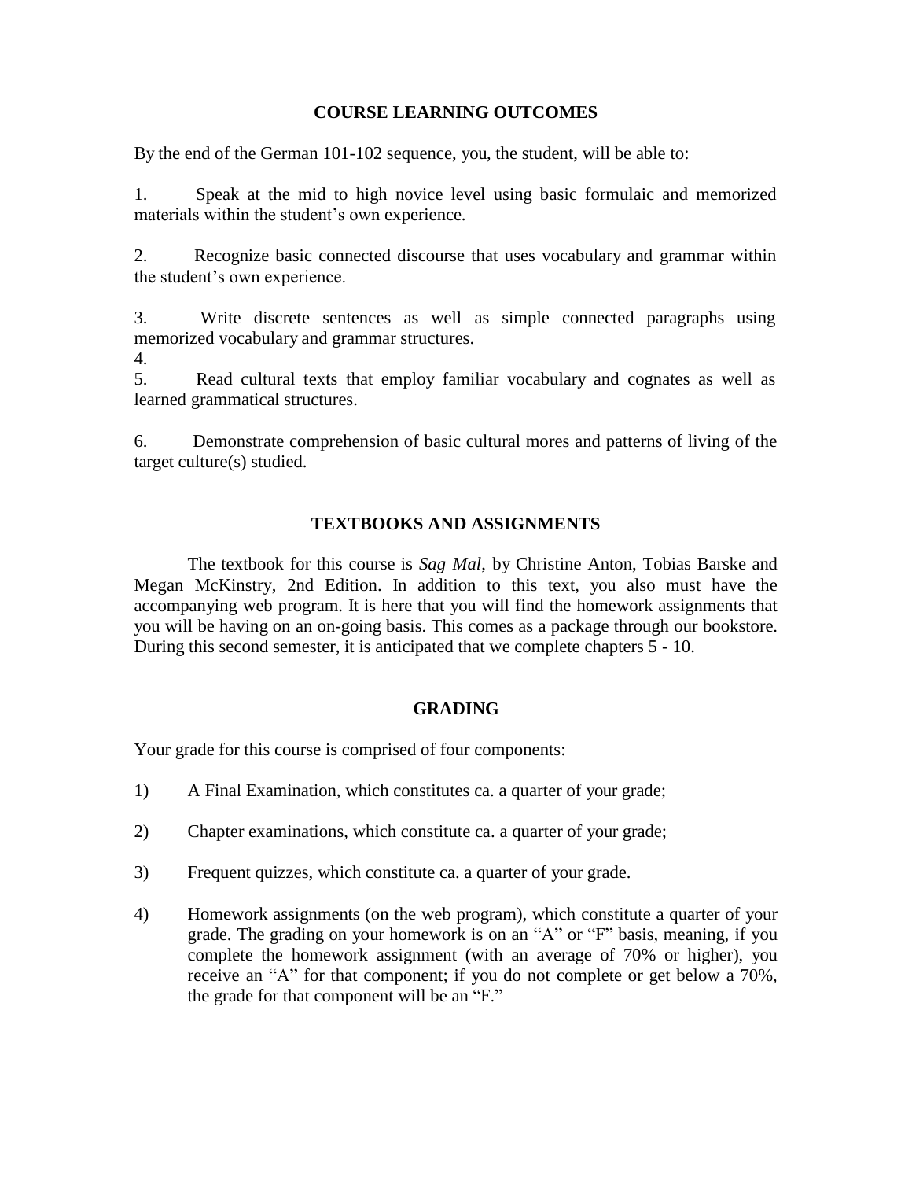## COURSE LEARNING OUTCOMES

By the end of the German 101-102 sequence, you, the student, will be able to:

1. Speak at the mid to high novice level using basic formulaic and memorized materials within the student's own experience.

2. Recognize basic connected discourse that uses vocabulary and grammar within the student's own experience.

3. Write discrete sentences as well as simple connected paragraphs using memorized vocabulary and grammar structures.

4.

5. Read cultural texts that employ familiar vocabulary and cognates as well as learned grammatical structures.

6. Demonstrate comprehension of basic cultural mores and patterns of living of the target culture(s) studied.

## TEXTBOOKS AND ASSIGNMENTS

The textbook for this course is *Sag Mal*, by Christine Anton, Tobias Barske and Megan McKinstry, 2nd Edition. In addition to this text, you also must have the accompanying web program. It is here that you will find the homework assignments that you will be having on an on-going basis. This comes as a package through our bookstore. During this second semester, it is anticipated that we complete chapters 5 - 10.

## GRADING

Your grade for this course is comprised of four components:

1) A Final Examination, which constitutes ca. a quarter of your grade;

2) Chapter examinations, which constitute ca. a quarter of your grade;

3) Frequent quizzes, which constitute ca. a quarter of your grade.

4) Homework assignments (on the web program), which constitute a quarter of your grade. The grading on your homework is on an "A" or "F" basis, meaning, if you complete the homework assignment (with an average of 70% or higher), you receive an "A" for that component; if you do not complete or get below a 70%, the grade for that component will be an "F."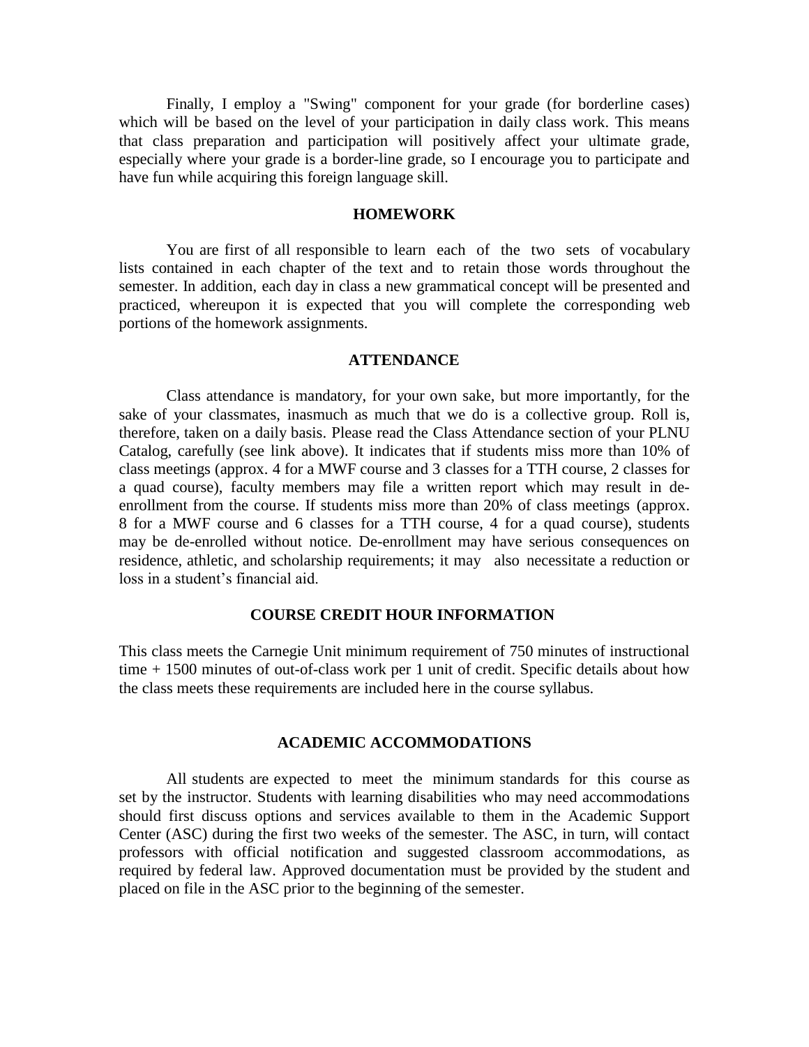Finally, I employ a "Swing" component for your grade (for borderline cases) which will be based on the level of your participation in daily class work. This means that class preparation and participation will positively affect your ultimate grade, especially where your grade is a border-line grade, so I encourage you to participate and have fun while acquiring this foreign language skill.

## HOMEWORK

You are first of all responsible to learn each of the two sets of vocabulary lists contained in each chapter of the text and to retain those words throughout the semester. In addition, each day in class a new grammatical concept will be presented and practiced, whereupon it is expected that you will complete the corresponding web portions of the homework assignments.

## ATTENDANCE

Class attendance is mandatory, for your own sake, but more importantly, for the sake of your classmates, inasmuch as much that we do is a collective group. Roll is, therefore, taken on a daily basis. Please read the Class Attendance section of your PLNU Catalog, carefully (see link above). It indicates that if students miss more than 10% of class meetings (approx. 4 for a MWF course and 3 classes for a TTH course, 2 classes for a quad course), faculty members may file a written report which may result in de-enrollment from the course. If students miss more than 20% of class meetings (approx. 8 for a MWF course and 6 classes for a TTH course, 4 for a quad course), students may be de-enrolled without notice. De-enrollment may have serious consequences on residence, athletic, and scholarship requirements; it may also necessitate a reduction or loss in a student's financial aid.

## COURSE CREDIT HOUR INFORMATION

This class meets the Carnegie Unit minimum requirement of 750 minutes of instructional time + 1500 minutes of out-of-class work per 1 unit of credit. Specific details about how the class meets these requirements are included here in the course syllabus.

## ACADEMIC ACCOMMODATIONS

All students are expected to meet the minimum standards for this course as set by the instructor. Students with learning disabilities who may need accommodations should first discuss options and services available to them in the Academic Support Center (ASC) during the first two weeks of the semester. The ASC, in turn, will contact professors with official notification and suggested classroom accommodations, as required by federal law. Approved documentation must be provided by the student and placed on file in the ASC prior to the beginning of the semester.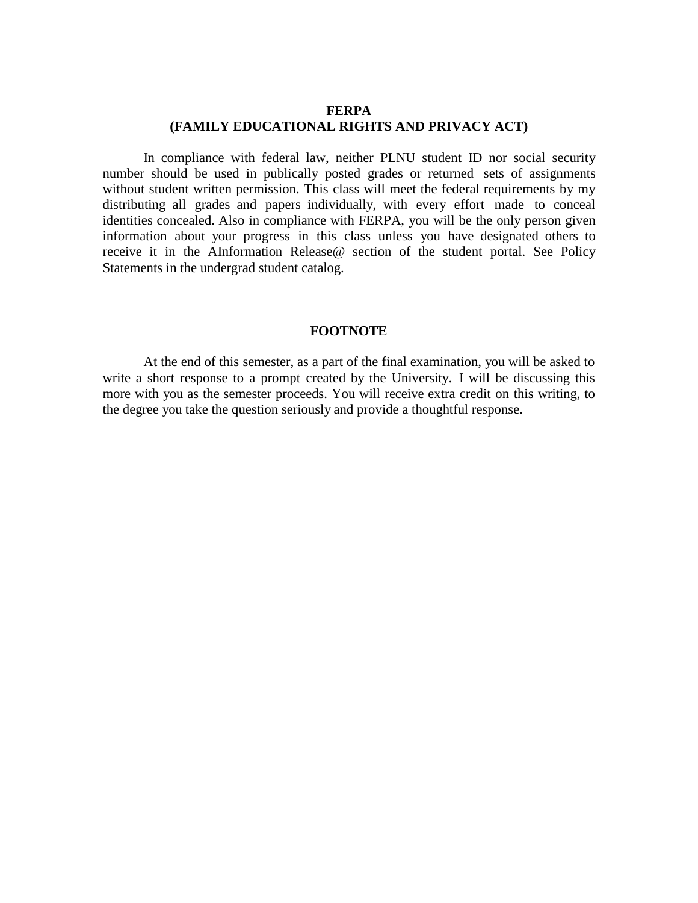## FERPA
## (FAMILY EDUCATIONAL RIGHTS AND PRIVACY ACT)

In compliance with federal law, neither PLNU student ID nor social security number should be used in publically posted grades or returned sets of assignments without student written permission. This class will meet the federal requirements by my distributing all grades and papers individually, with every effort made to conceal identities concealed. Also in compliance with FERPA, you will be the only person given information about your progress in this class unless you have designated others to receive it in the AInformation Release@ section of the student portal. See Policy Statements in the undergrad student catalog.

## FOOTNOTE

At the end of this semester, as a part of the final examination, you will be asked to write a short response to a prompt created by the University. I will be discussing this more with you as the semester proceeds. You will receive extra credit on this writing, to the degree you take the question seriously and provide a thoughtful response.